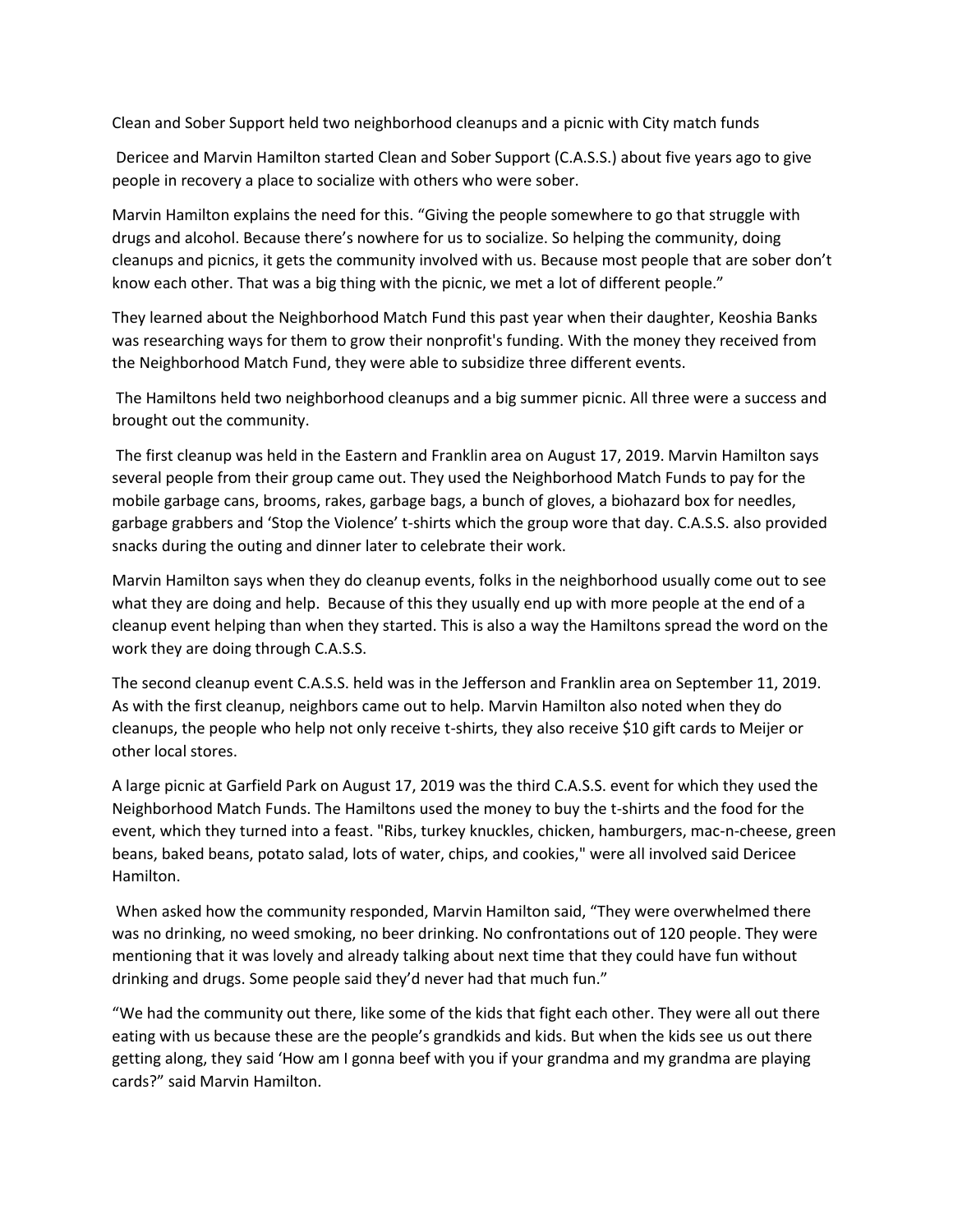# Clean and Sober Support held two neighborhood cleanups and a picnic with City match funds

Dericee and Marvin Hamilton started Clean and Sober Support (C.A.S.S.) about five years ago to give people in recovery a place to socialize with others who were sober.

Marvin Hamilton explains the need for this. "Giving the people somewhere to go that struggle with drugs and alcohol. Because there's nowhere for us to socialize. So helping the community, doing cleanups and picnics, it gets the community involved with us. Because most people that are sober don't know each other. That was a big thing with the picnic, we met a lot of different people."

They learned about the Neighborhood Match Fund this past year when their daughter, Keoshia Banks was researching ways for them to grow their nonprofit's funding. With the money they received from the Neighborhood Match Fund, they were able to subsidize three different events.

The Hamiltons held two neighborhood cleanups and a big summer picnic. All three were a success and brought out the community.

The first cleanup was held in the Eastern and Franklin area on August 17, 2019. Marvin Hamilton says several people from their group came out. They used the Neighborhood Match Funds to pay for the mobile garbage cans, brooms, rakes, garbage bags, a bunch of gloves, a biohazard box for needles, garbage grabbers and 'Stop the Violence' t-shirts which the group wore that day. C.A.S.S. also provided snacks during the outing and dinner later to celebrate their work.

Marvin Hamilton says when they do cleanup events, folks in the neighborhood usually come out to see what they are doing and help. Because of this they usually end up with more people at the end of a cleanup event helping than when they started. This is also a way the Hamiltons spread the word on the work they are doing through C.A.S.S.

The second cleanup event C.A.S.S. held was in the Jefferson and Franklin area on September 11, 2019. As with the first cleanup, neighbors came out to help. Marvin Hamilton also noted when they do cleanups, the people who help not only receive t-shirts, they also receive $10 gift cards to Meijer or other local stores.

A large picnic at Garfield Park on August 17, 2019 was the third C.A.S.S. event for which they used the Neighborhood Match Funds. The Hamiltons used the money to buy the t-shirts and the food for the event, which they turned into a feast. "Ribs, turkey knuckles, chicken, hamburgers, mac-n-cheese, green beans, baked beans, potato salad, lots of water, chips, and cookies," were all involved said Dericee Hamilton.

When asked how the community responded, Marvin Hamilton said, "They were overwhelmed there was no drinking, no weed smoking, no beer drinking. No confrontations out of 120 people. They were mentioning that it was lovely and already talking about next time that they could have fun without drinking and drugs. Some people said they'd never had that much fun."

"We had the community out there, like some of the kids that fight each other. They were all out there eating with us because these are the people's grandkids and kids. But when the kids see us out there getting along, they said 'How am I gonna beef with you if your grandma and my grandma are playing cards?" said Marvin Hamilton.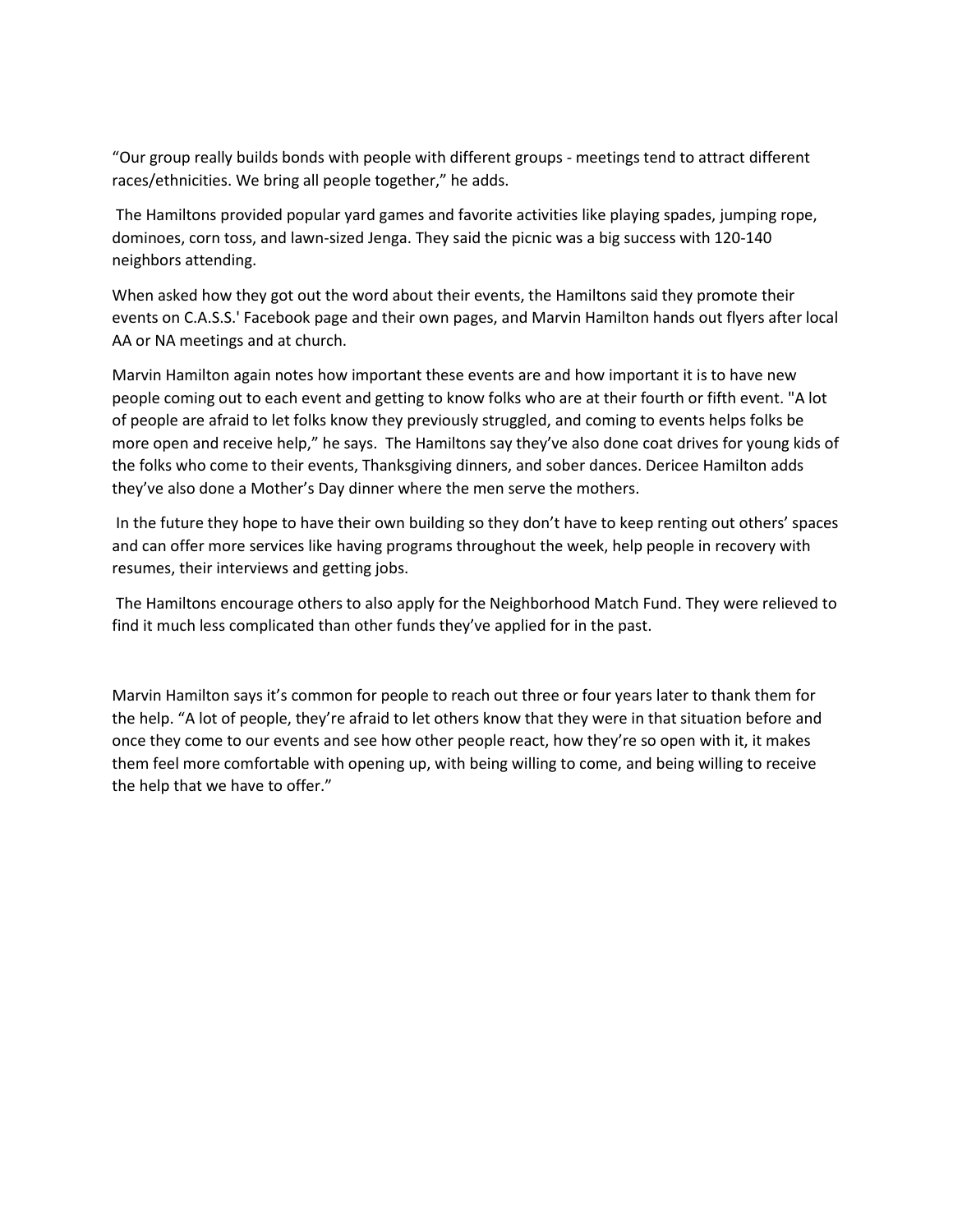"Our group really builds bonds with people with different groups - meetings tend to attract different races/ethnicities. We bring all people together," he adds.

The Hamiltons provided popular yard games and favorite activities like playing spades, jumping rope, dominoes, corn toss, and lawn-sized Jenga. They said the picnic was a big success with 120-140 neighbors attending.

When asked how they got out the word about their events, the Hamiltons said they promote their events on C.A.S.S.' Facebook page and their own pages, and Marvin Hamilton hands out flyers after local AA or NA meetings and at church.

Marvin Hamilton again notes how important these events are and how important it is to have new people coming out to each event and getting to know folks who are at their fourth or fifth event. "A lot of people are afraid to let folks know they previously struggled, and coming to events helps folks be more open and receive help," he says. The Hamiltons say they've also done coat drives for young kids of the folks who come to their events, Thanksgiving dinners, and sober dances. Dericee Hamilton adds they've also done a Mother's Day dinner where the men serve the mothers.

In the future they hope to have their own building so they don't have to keep renting out others' spaces and can offer more services like having programs throughout the week, help people in recovery with resumes, their interviews and getting jobs.

The Hamiltons encourage others to also apply for the Neighborhood Match Fund. They were relieved to find it much less complicated than other funds they've applied for in the past.

Marvin Hamilton says it's common for people to reach out three or four years later to thank them for the help. "A lot of people, they're afraid to let others know that they were in that situation before and once they come to our events and see how other people react, how they're so open with it, it makes them feel more comfortable with opening up, with being willing to come, and being willing to receive the help that we have to offer."